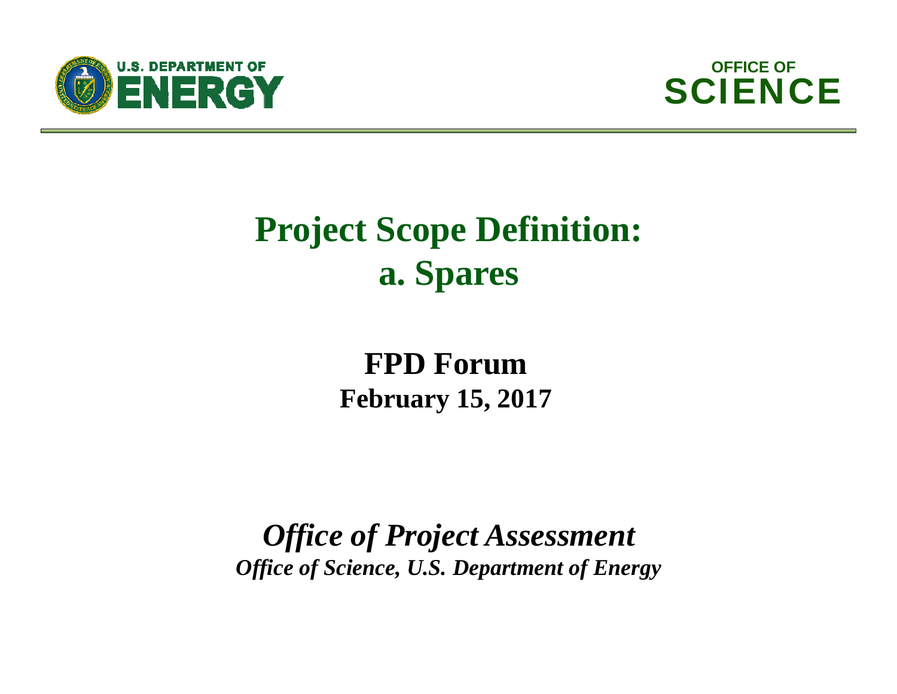U.S. DEPARTMENT OF ENERGY

OFFICE OF SCIENCE

# Project Scope Definition: a. Spares

## FPD Forum

**February 15, 2017**

***Office of Project Assessment***

***Office of Science, U.S. Department of Energy***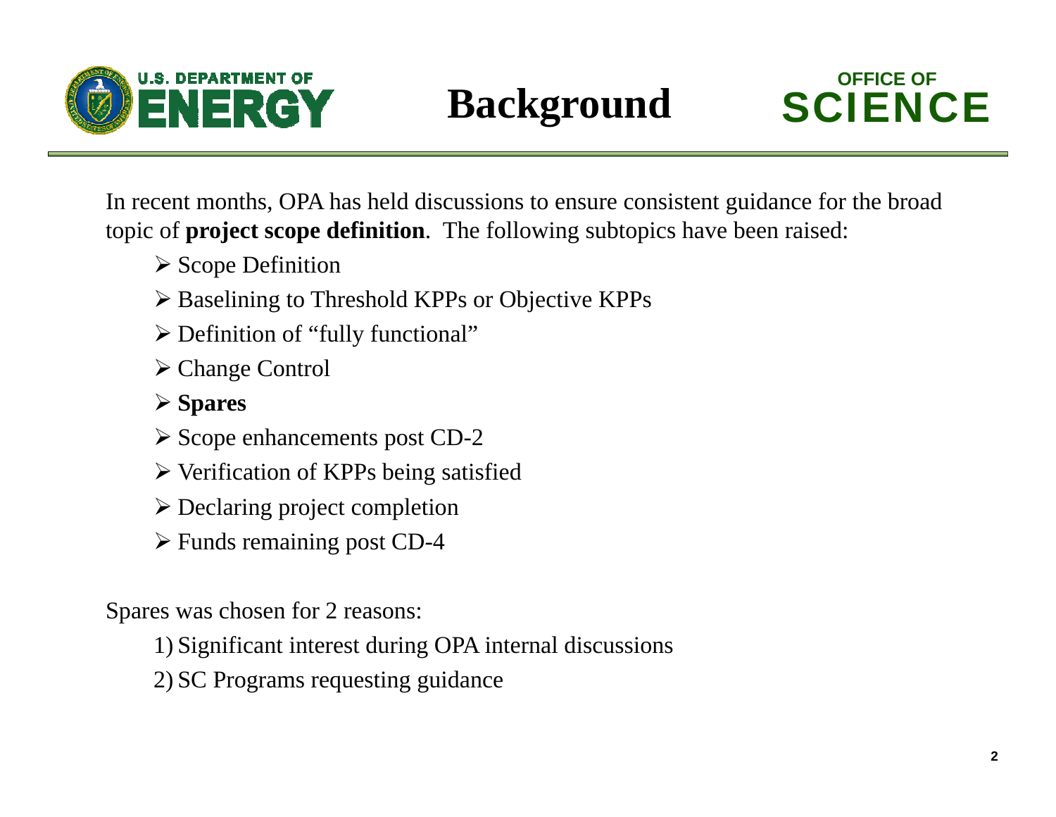# Background

In recent months, OPA has held discussions to ensure consistent guidance for the broad topic of **project scope definition**. The following subtopics have been raised:

- Scope Definition
- Baselining to Threshold KPPs or Objective KPPs
- Definition of "fully functional"
- Change Control
- **Spares**
- Scope enhancements post CD-2
- Verification of KPPs being satisfied
- Declaring project completion
- Funds remaining post CD-4

Spares was chosen for 2 reasons:

1) Significant interest during OPA internal discussions
2) SC Programs requesting guidance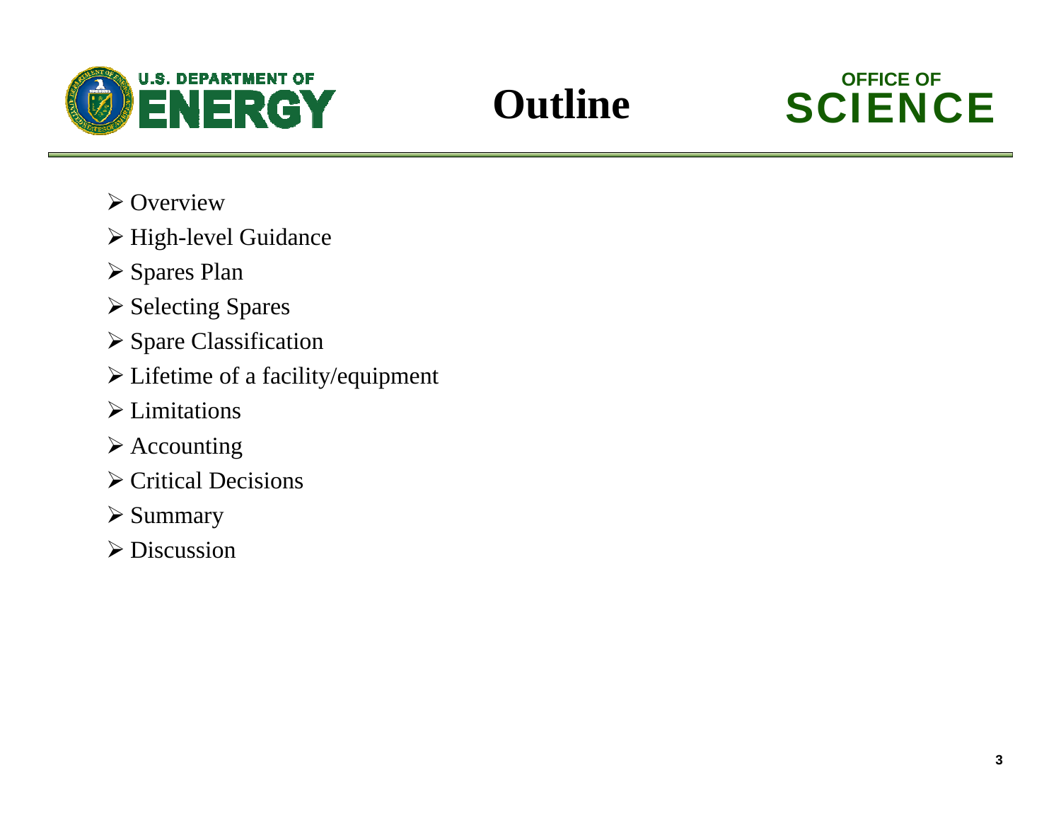# Outline

- Overview
- High-level Guidance
- Spares Plan
- Selecting Spares
- Spare Classification
- Lifetime of a facility/equipment
- Limitations
- Accounting
- Critical Decisions
- Summary
- Discussion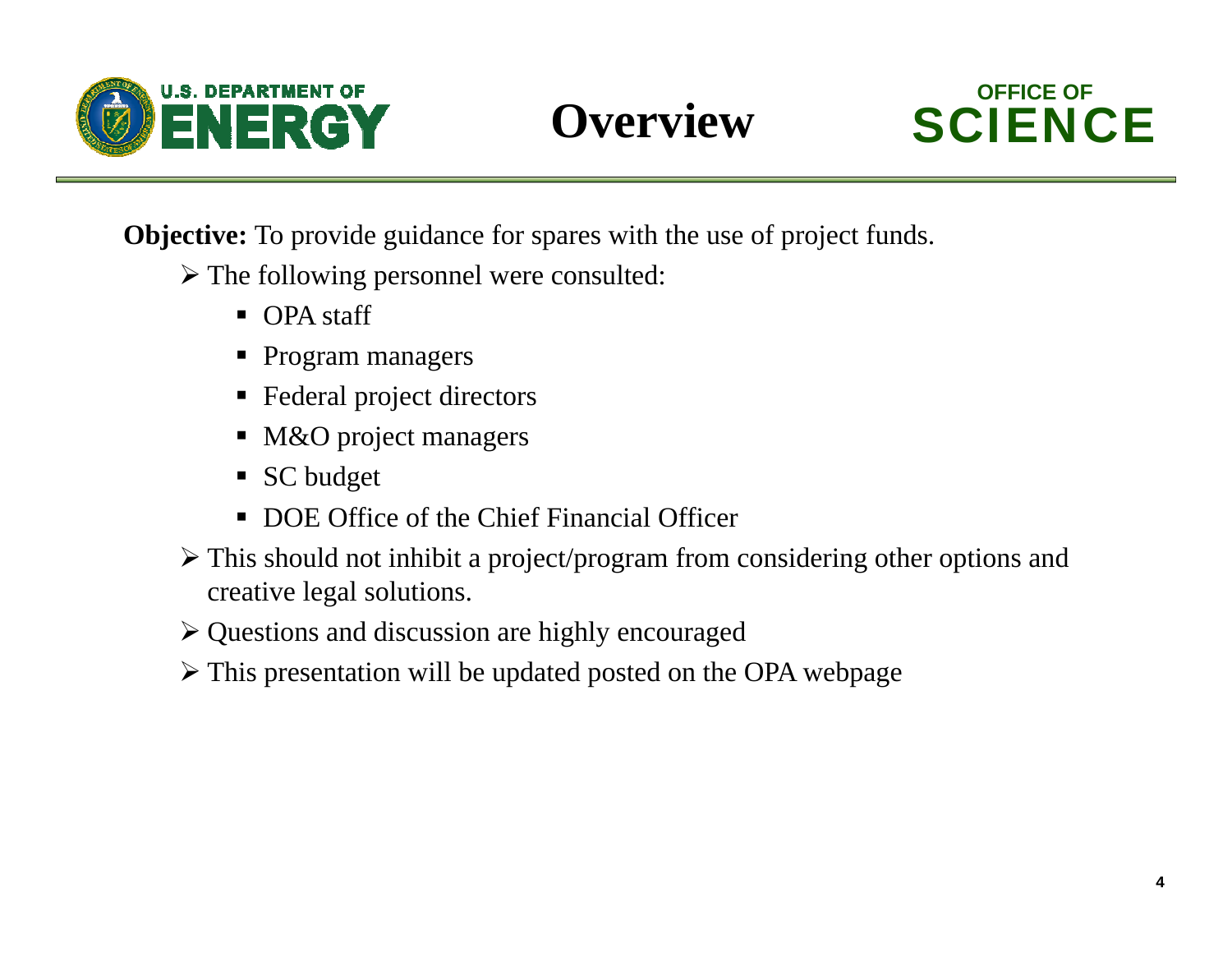# Overview

**Objective:** To provide guidance for spares with the use of project funds.

- The following personnel were consulted:
  - OPA staff
  - Program managers
  - Federal project directors
  - M&O project managers
  - SC budget
  - DOE Office of the Chief Financial Officer
- This should not inhibit a project/program from considering other options and creative legal solutions.
- Questions and discussion are highly encouraged
- This presentation will be updated posted on the OPA webpage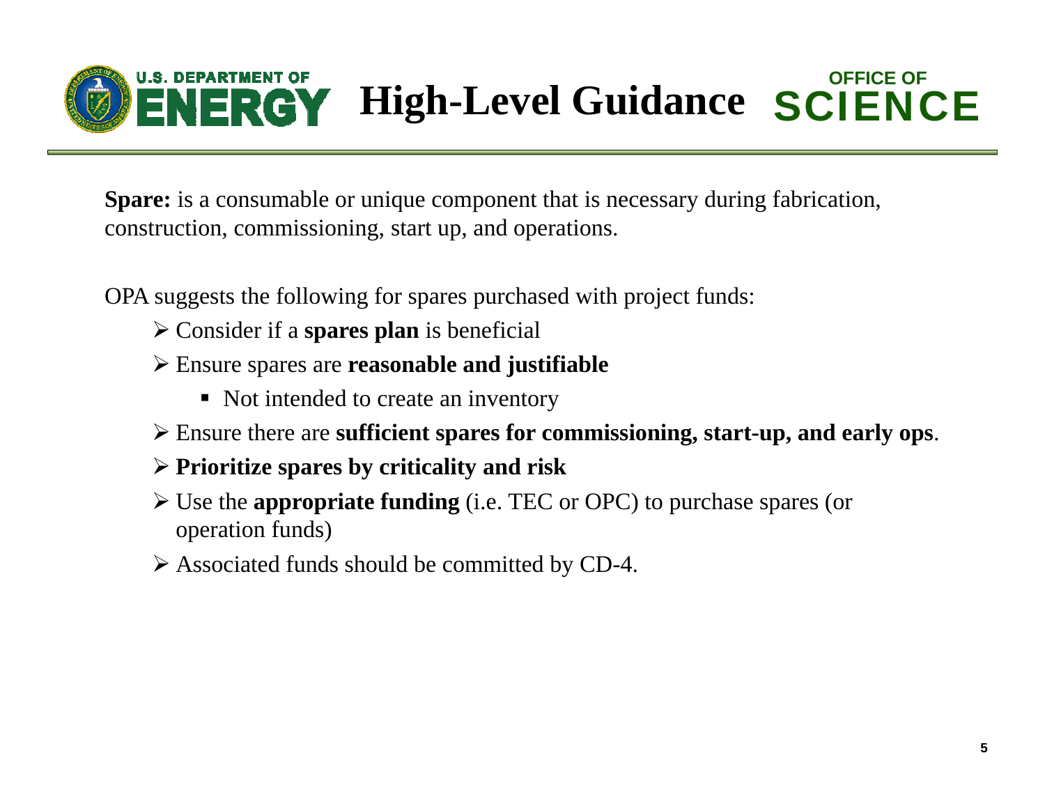# High-Level Guidance

**Spare:** is a consumable or unique component that is necessary during fabrication, construction, commissioning, start up, and operations.

OPA suggests the following for spares purchased with project funds:

- Consider if a **spares plan** is beneficial
- Ensure spares are **reasonable and justifiable**
  - Not intended to create an inventory
- Ensure there are **sufficient spares for commissioning, start-up, and early ops**.
- **Prioritize spares by criticality and risk**
- Use the **appropriate funding** (i.e. TEC or OPC) to purchase spares (or operation funds)
- Associated funds should be committed by CD-4.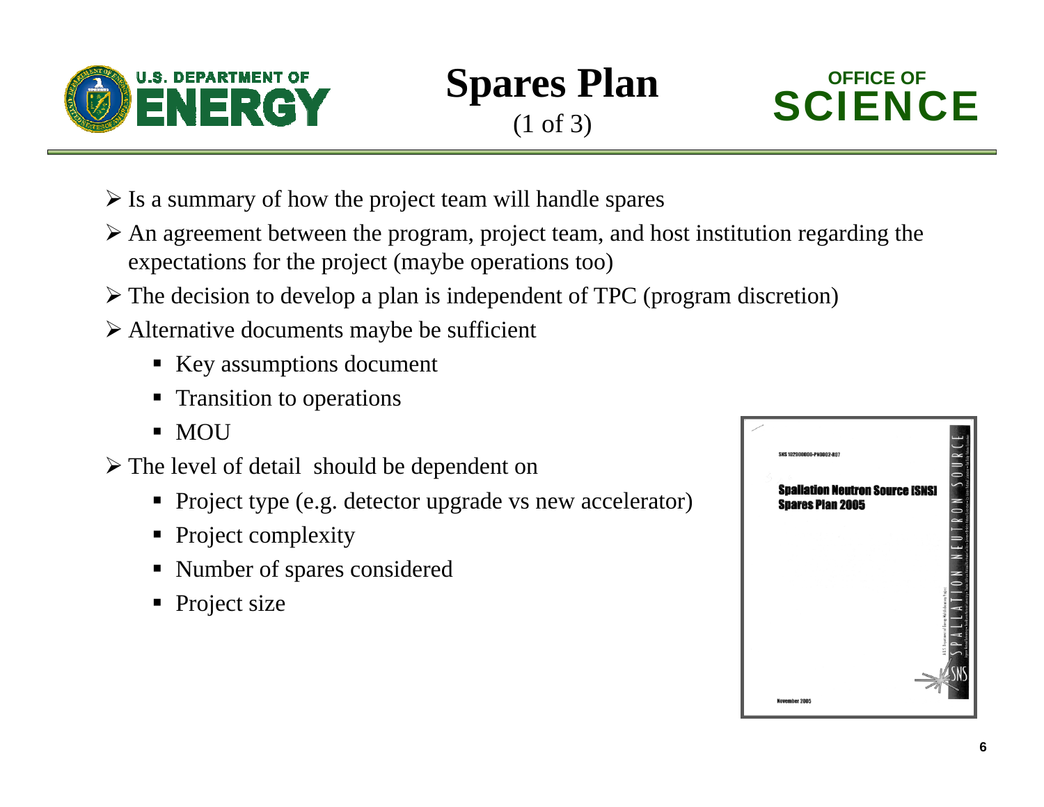# Spares Plan

(1 of 3)

- Is a summary of how the project team will handle spares
- An agreement between the program, project team, and host institution regarding the expectations for the project (maybe operations too)
- The decision to develop a plan is independent of TPC (program discretion)
- Alternative documents maybe be sufficient
  - Key assumptions document
  - Transition to operations
  - MOU
- The level of detail should be dependent on
  - Project type (e.g. detector upgrade vs new accelerator)
  - Project complexity
  - Number of spares considered
  - Project size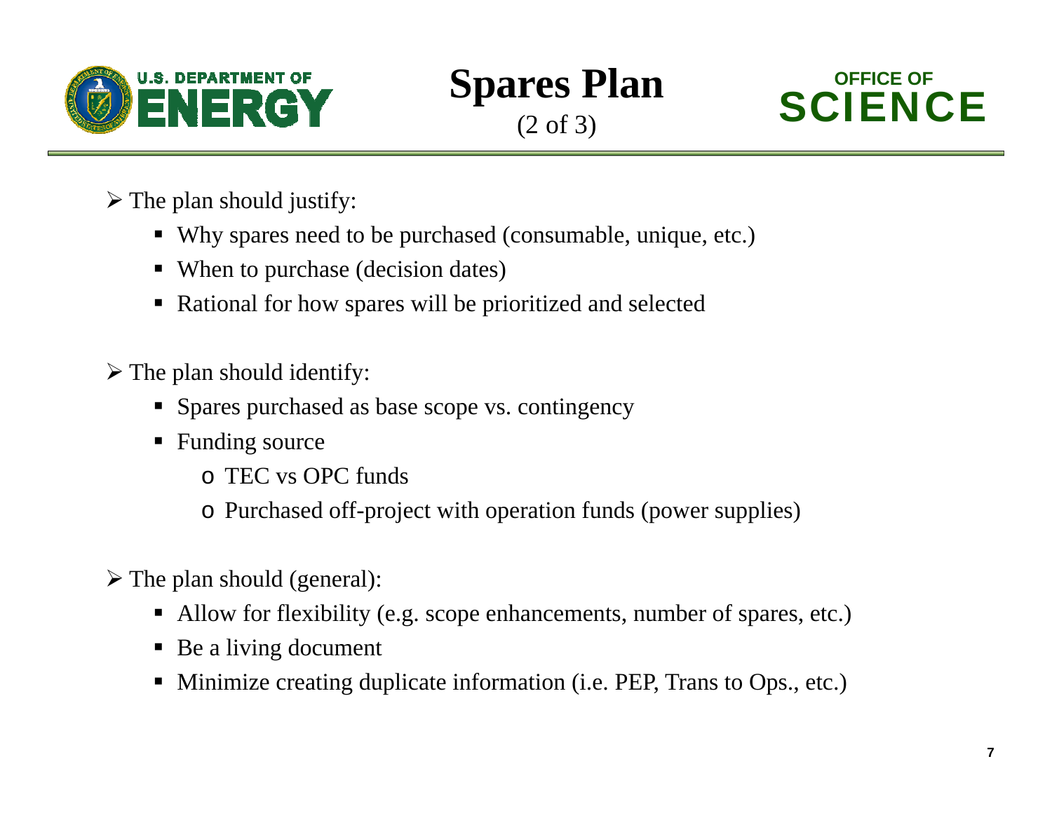# Spares Plan

(2 of 3)

- The plan should justify:
  - Why spares need to be purchased (consumable, unique, etc.)
  - When to purchase (decision dates)
  - Rational for how spares will be prioritized and selected

- The plan should identify:
  - Spares purchased as base scope vs. contingency
  - Funding source
    - TEC vs OPC funds
    - Purchased off-project with operation funds (power supplies)

- The plan should (general):
  - Allow for flexibility (e.g. scope enhancements, number of spares, etc.)
  - Be a living document
  - Minimize creating duplicate information (i.e. PEP, Trans to Ops., etc.)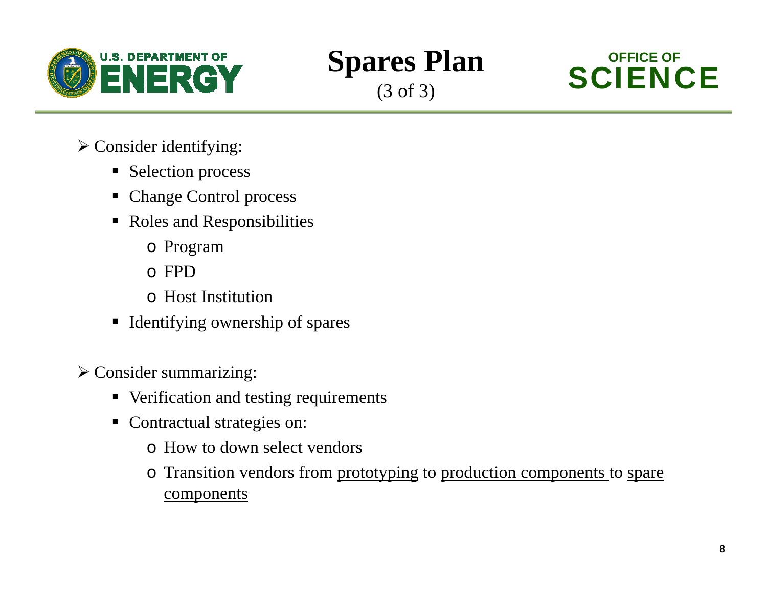# Spares Plan

(3 of 3)

- Consider identifying:
  - Selection process
  - Change Control process
  - Roles and Responsibilities
    - Program
    - FPD
    - Host Institution
  - Identifying ownership of spares

- Consider summarizing:
  - Verification and testing requirements
  - Contractual strategies on:
    - How to down select vendors
    - Transition vendors from <u>prototyping</u> to <u>production components</u> to <u>spare components</u>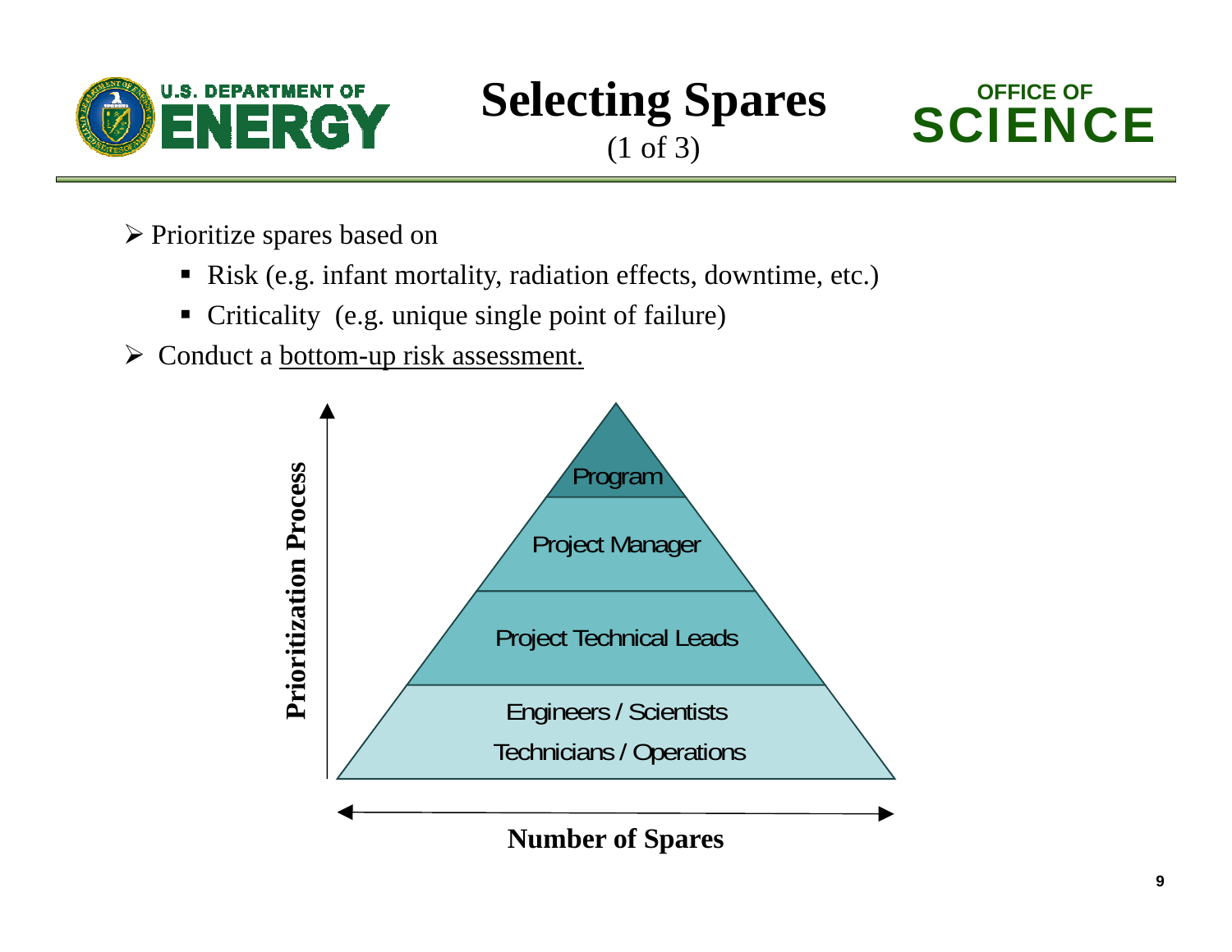# Selecting Spares

(1 of 3)

- Prioritize spares based on
  - Risk (e.g. infant mortality, radiation effects, downtime, etc.)
  - Criticality (e.g. unique single point of failure)
- Conduct a bottom-up risk assessment.

Prioritization Process

- Program
- Project Manager
- Project Technical Leads
- Engineers / Scientists
- Technicians / Operations

Number of Spares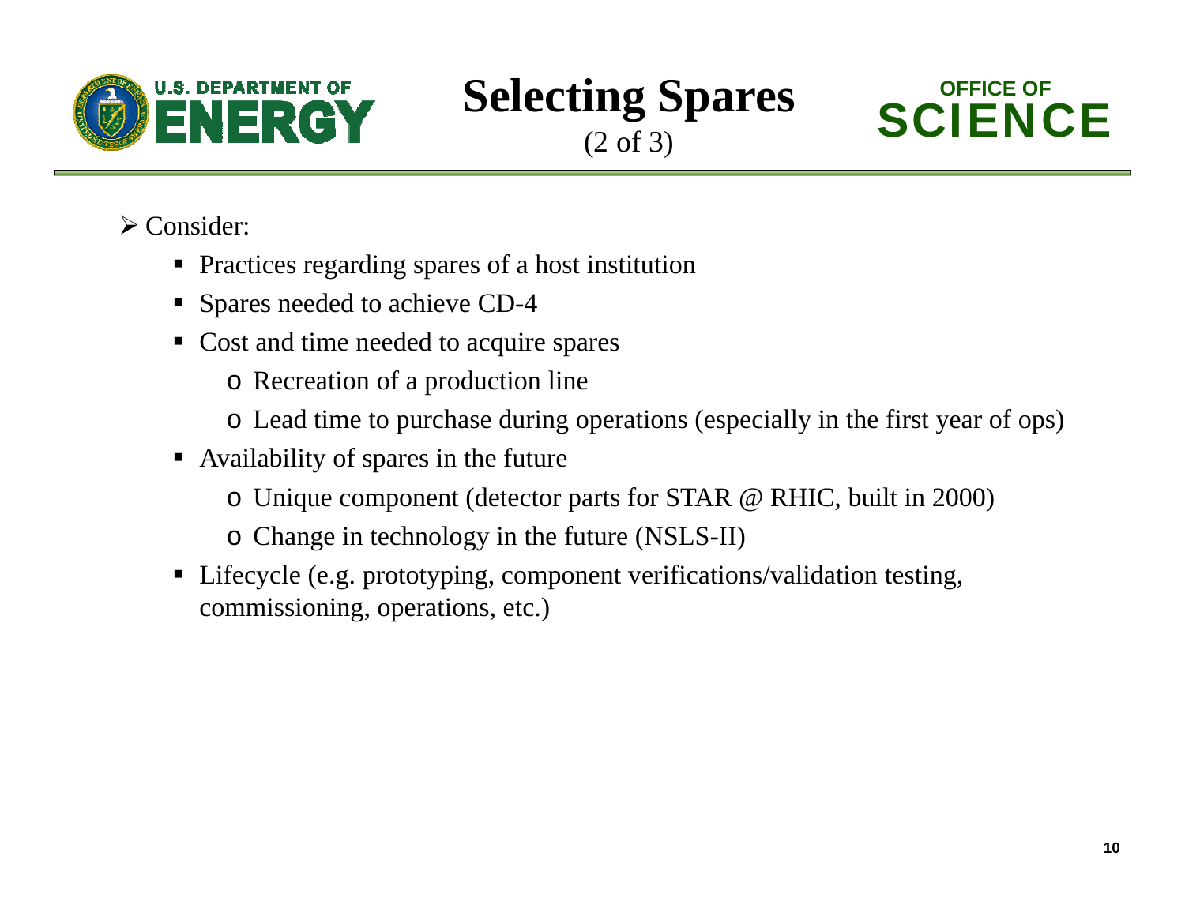# Selecting Spares

(2 of 3)

- Consider:
  - Practices regarding spares of a host institution
  - Spares needed to achieve CD-4
  - Cost and time needed to acquire spares
    - Recreation of a production line
    - Lead time to purchase during operations (especially in the first year of ops)
  - Availability of spares in the future
    - Unique component (detector parts for STAR @ RHIC, built in 2000)
    - Change in technology in the future (NSLS-II)
  - Lifecycle (e.g. prototyping, component verifications/validation testing, commissioning, operations, etc.)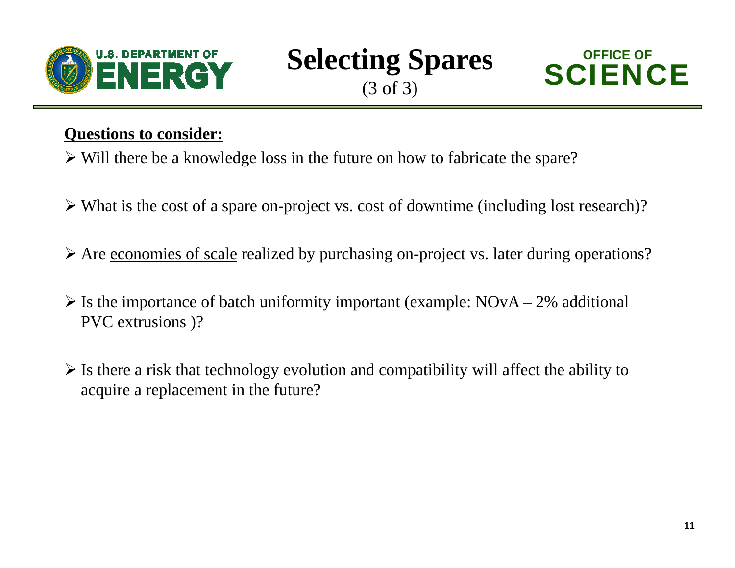# Selecting Spares

(3 of 3)

**Questions to consider:**

- Will there be a knowledge loss in the future on how to fabricate the spare?
- What is the cost of a spare on-project vs. cost of downtime (including lost research)?
- Are economies of scale realized by purchasing on-project vs. later during operations?
- Is the importance of batch uniformity important (example: NOvA – 2% additional PVC extrusions )?
- Is there a risk that technology evolution and compatibility will affect the ability to acquire a replacement in the future?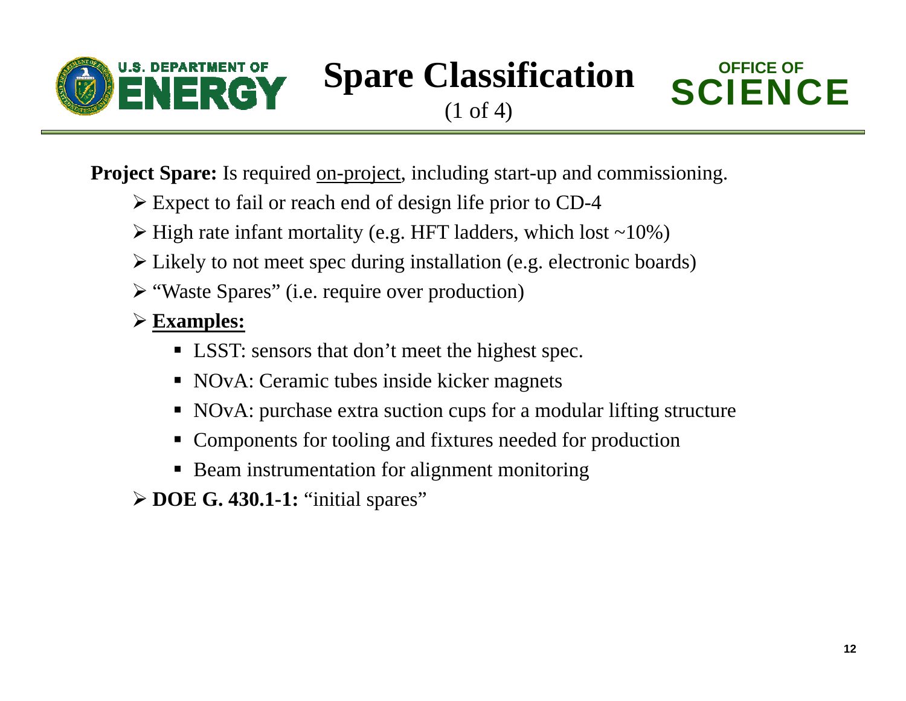# Spare Classification

(1 of 4)

**Project Spare:** Is required <u>on-project</u>, including start-up and commissioning.

- Expect to fail or reach end of design life prior to CD-4
- High rate infant mortality (e.g. HFT ladders, which lost ~10%)
- Likely to not meet spec during installation (e.g. electronic boards)
- "Waste Spares" (i.e. require over production)
- **<u>Examples:</u>**
  - LSST: sensors that don't meet the highest spec.
  - NOvA: Ceramic tubes inside kicker magnets
  - NOvA: purchase extra suction cups for a modular lifting structure
  - Components for tooling and fixtures needed for production
  - Beam instrumentation for alignment monitoring
- **DOE G. 430.1-1:** "initial spares"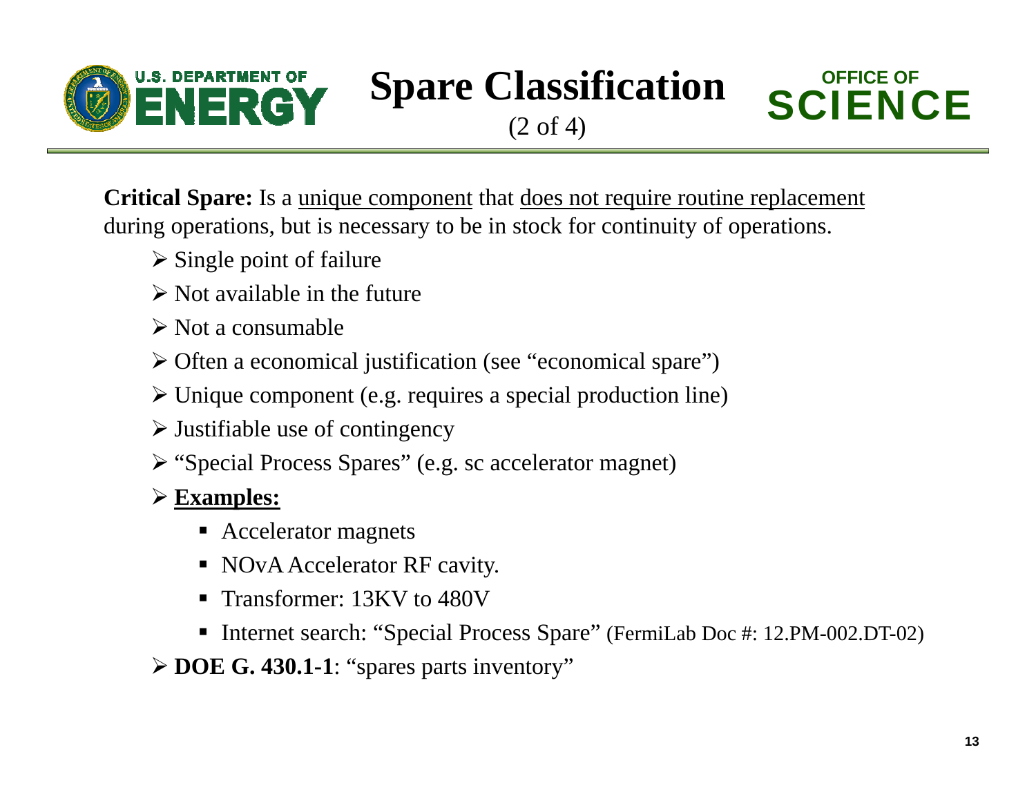# Spare Classification

(2 of 4)

**Critical Spare:** Is a unique component that does not require routine replacement during operations, but is necessary to be in stock for continuity of operations.

- Single point of failure
- Not available in the future
- Not a consumable
- Often a economical justification (see "economical spare")
- Unique component (e.g. requires a special production line)
- Justifiable use of contingency
- "Special Process Spares" (e.g. sc accelerator magnet)
- **Examples:**
  - Accelerator magnets
  - NOvA Accelerator RF cavity.
  - Transformer: 13KV to 480V
  - Internet search: "Special Process Spare" (FermiLab Doc #: 12.PM-002.DT-02)
- **DOE G. 430.1-1**: "spares parts inventory"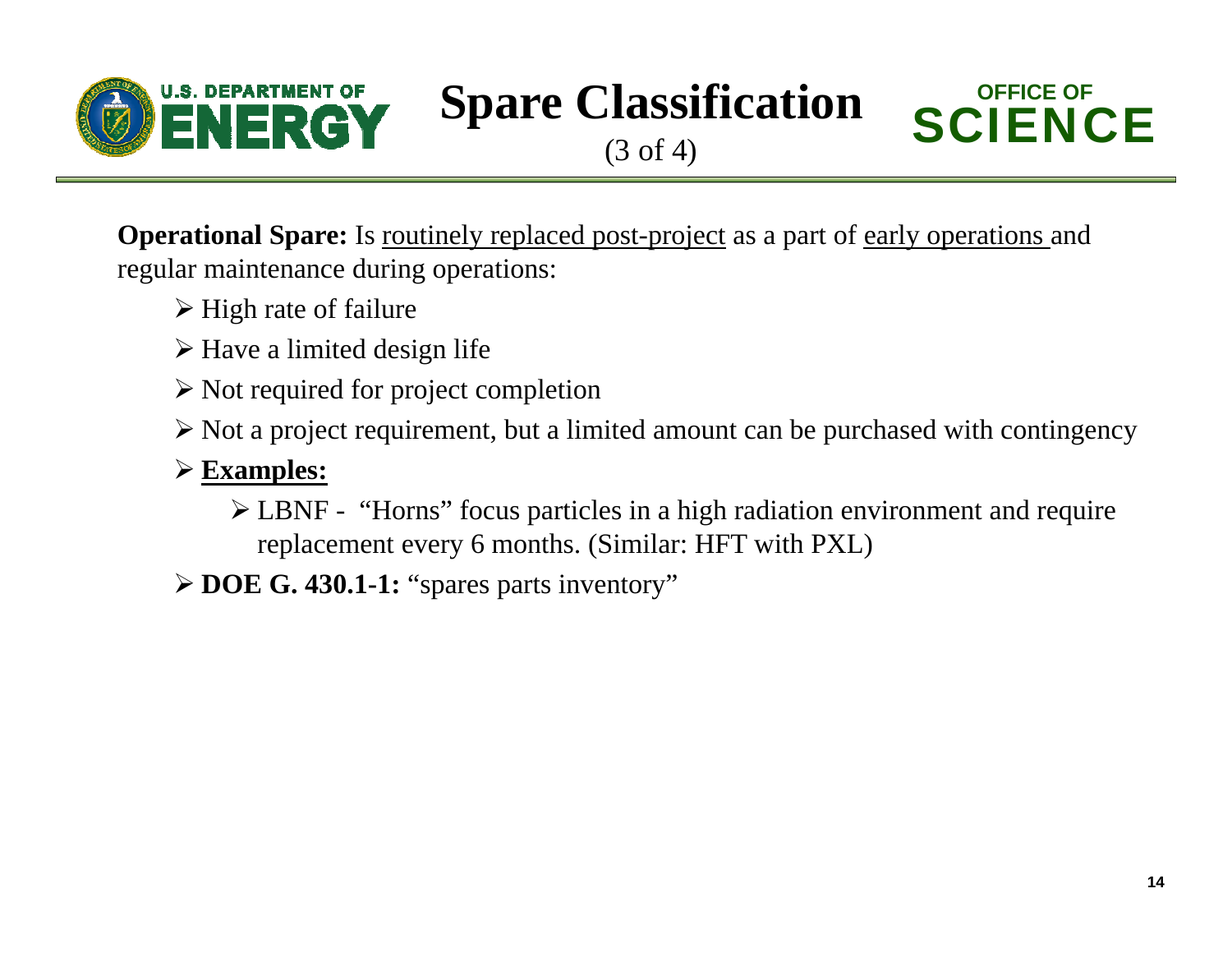# Spare Classification

(3 of 4)

**Operational Spare:** Is routinely replaced post-project as a part of early operations and regular maintenance during operations:

- High rate of failure
- Have a limited design life
- Not required for project completion
- Not a project requirement, but a limited amount can be purchased with contingency
- **Examples:**
  - LBNF - "Horns" focus particles in a high radiation environment and require replacement every 6 months. (Similar: HFT with PXL)
- **DOE G. 430.1-1:** "spares parts inventory"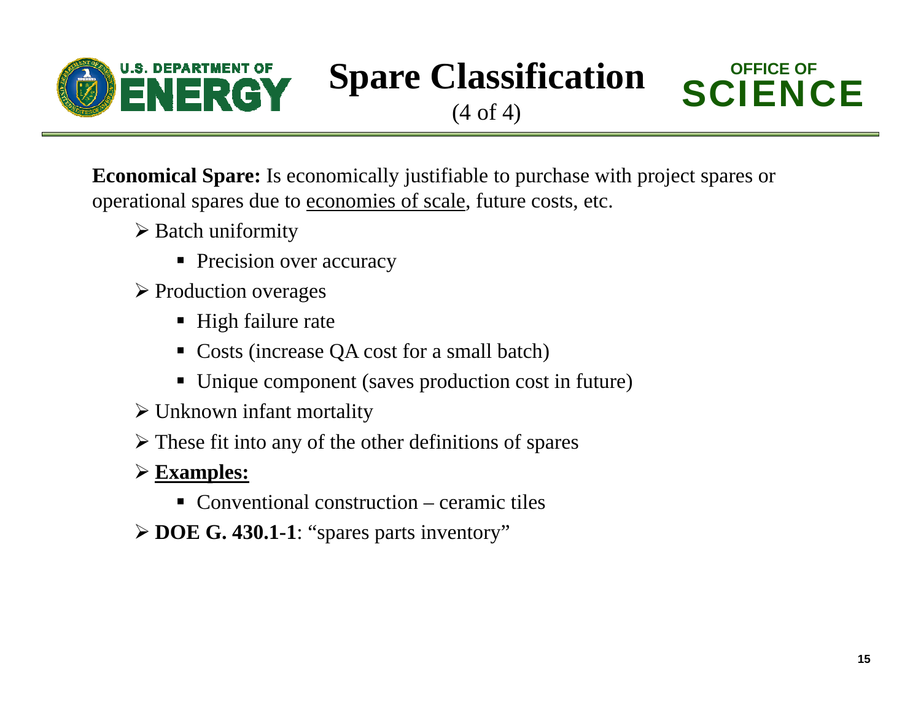# Spare Classification

(4 of 4)

**Economical Spare:** Is economically justifiable to purchase with project spares or operational spares due to <u>economies of scale</u>, future costs, etc.

- Batch uniformity
  - Precision over accuracy
- Production overages
  - High failure rate
  - Costs (increase QA cost for a small batch)
  - Unique component (saves production cost in future)
- Unknown infant mortality
- These fit into any of the other definitions of spares
- **<u>Examples:</u>**
  - Conventional construction – ceramic tiles
- **DOE G. 430.1-1**: "spares parts inventory"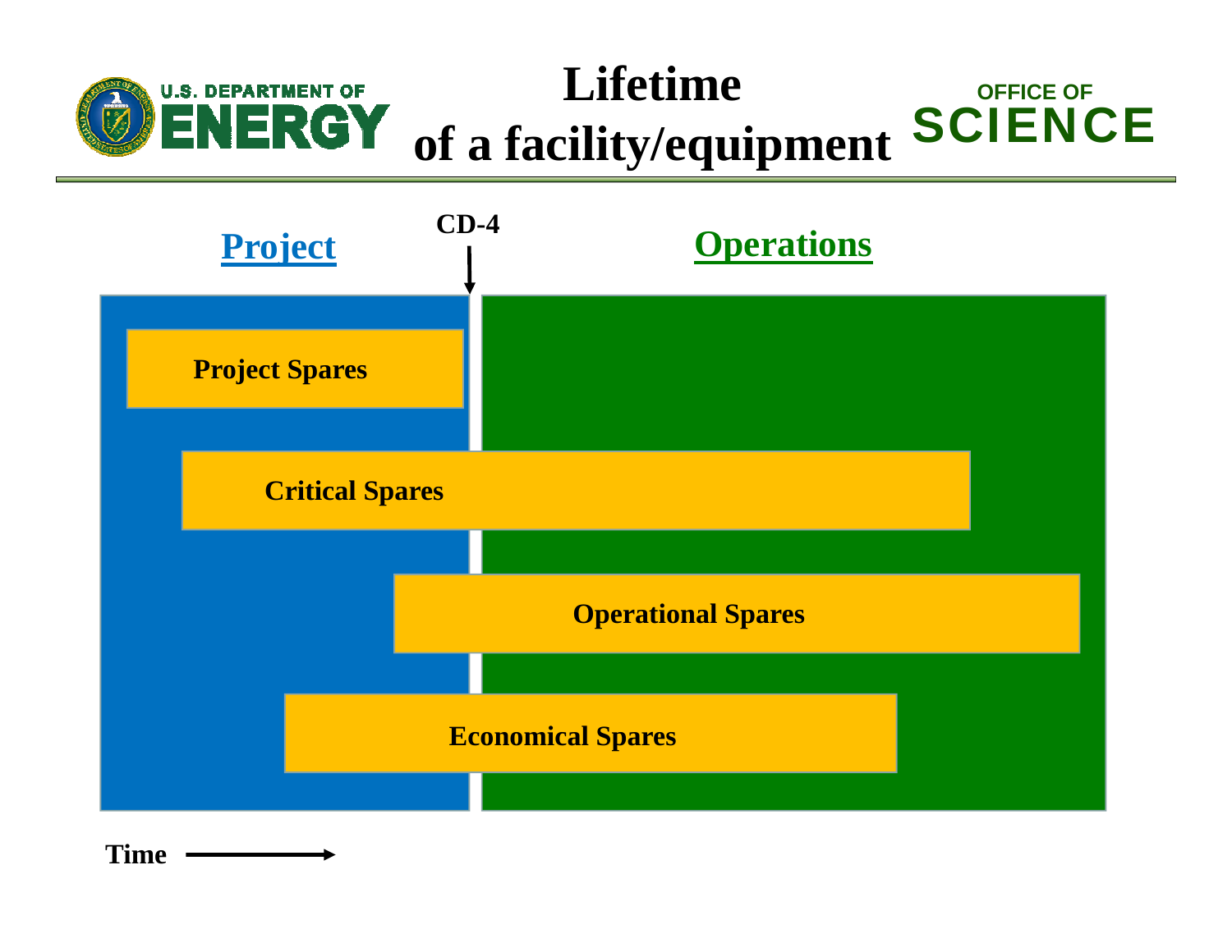# Lifetime of a facility/equipment

**Project** | **CD-4** | **Operations**

- Project Spares
- Critical Spares
- Operational Spares
- Economical Spares

Time →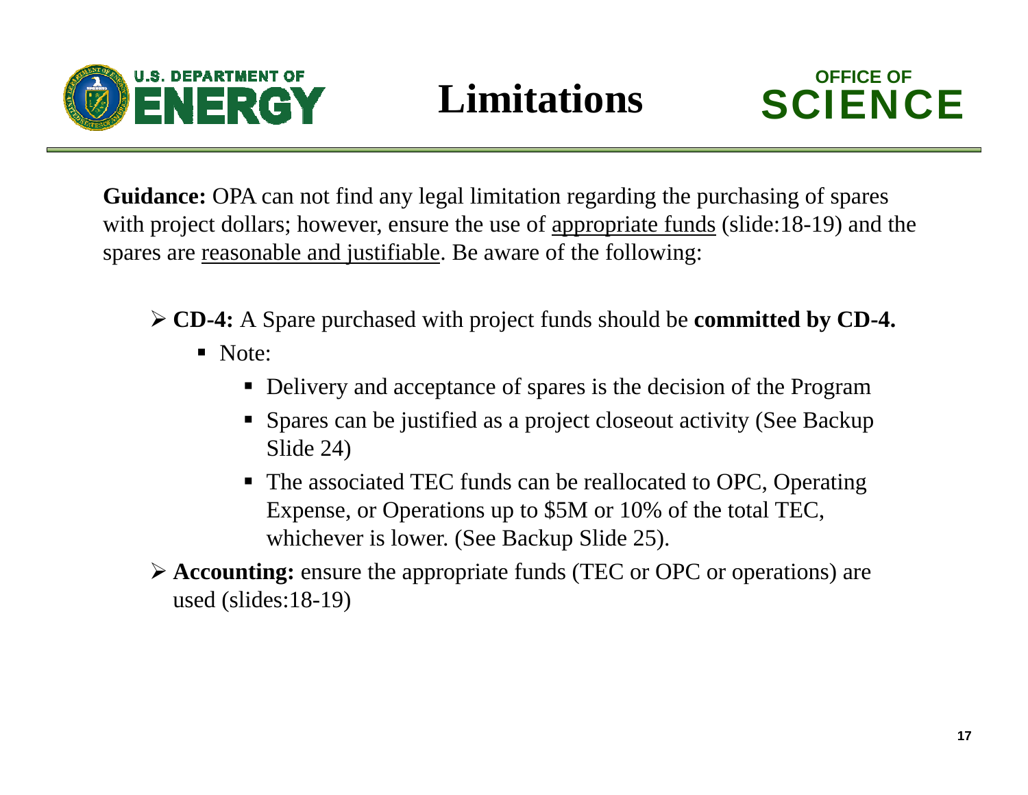# Limitations

**Guidance:** OPA can not find any legal limitation regarding the purchasing of spares with project dollars; however, ensure the use of appropriate funds (slide:18-19) and the spares are reasonable and justifiable. Be aware of the following:

- **CD-4:** A Spare purchased with project funds should be **committed by CD-4.**
  - Note:
    - Delivery and acceptance of spares is the decision of the Program
    - Spares can be justified as a project closeout activity (See Backup Slide 24)
    - The associated TEC funds can be reallocated to OPC, Operating Expense, or Operations up to $5M or 10% of the total TEC, whichever is lower. (See Backup Slide 25).
- **Accounting:** ensure the appropriate funds (TEC or OPC or operations) are used (slides:18-19)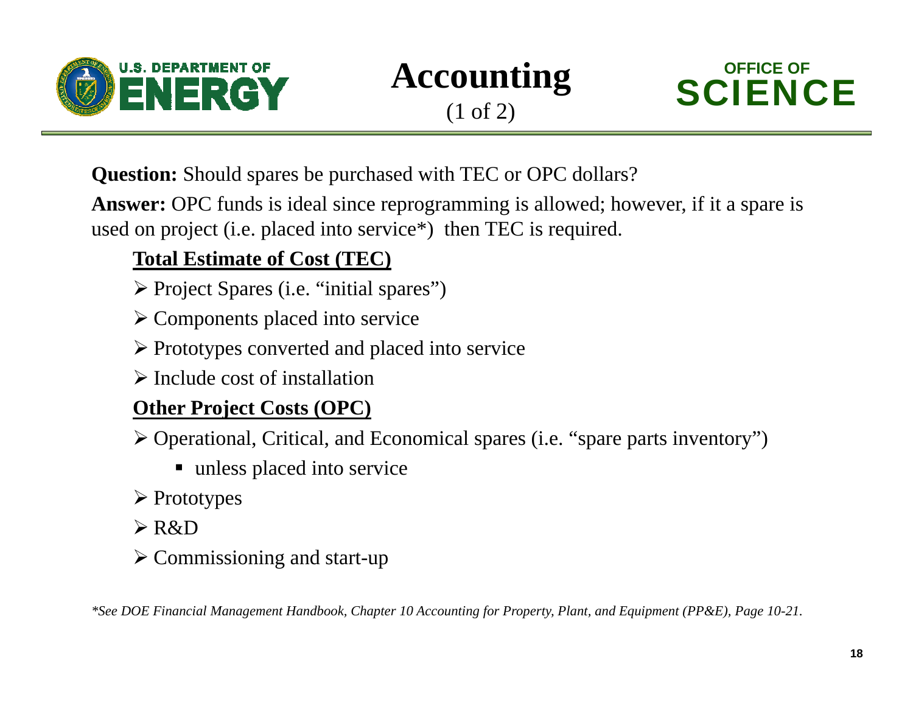# Accounting

(1 of 2)

**Question:** Should spares be purchased with TEC or OPC dollars?

**Answer:** OPC funds is ideal since reprogramming is allowed; however, if it a spare is used on project (i.e. placed into service*) then TEC is required.

**Total Estimate of Cost (TEC)**

- Project Spares (i.e. "initial spares")
- Components placed into service
- Prototypes converted and placed into service
- Include cost of installation

**Other Project Costs (OPC)**

- Operational, Critical, and Economical spares (i.e. "spare parts inventory")
  - unless placed into service
- Prototypes
- R&D
- Commissioning and start-up

*\*See DOE Financial Management Handbook, Chapter 10 Accounting for Property, Plant, and Equipment (PP&E), Page 10-21.*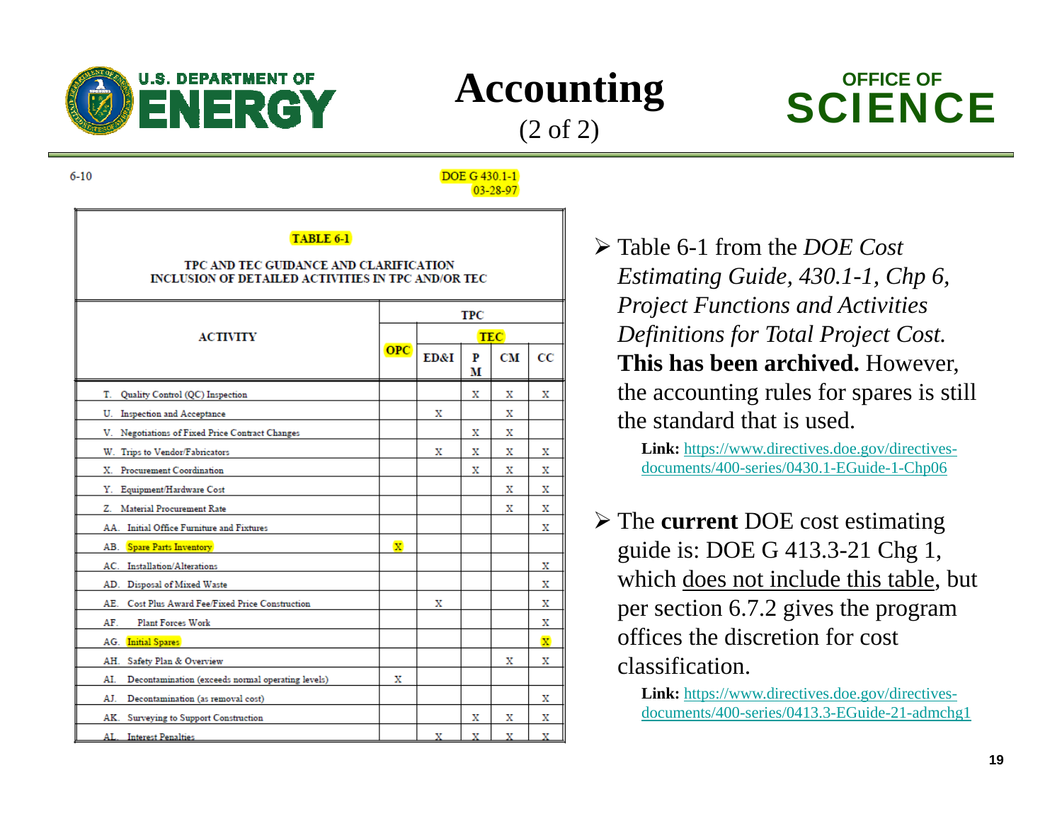# Accounting

(2 of 2)

6-10

DOE G 430.1-1
03-28-97

**TABLE 6-1**

**TPC AND TEC GUIDANCE AND CLARIFICATION**
**INCLUSION OF DETAILED ACTIVITIES IN TPC AND/OR TEC**

| ACTIVITY | TPC | | | | |
|---|---|---|---|---|---|
| | OPC | TEC | | | |
| | | ED&I | PM | CM | CC |
| T. Quality Control (QC) Inspection | | | X | X | X |
| U. Inspection and Acceptance | | X | | X | |
| V. Negotiations of Fixed Price Contract Changes | | | X | X | |
| W. Trips to Vendor/Fabricators | | X | X | X | X |
| X. Procurement Coordination | | | X | X | X |
| Y. Equipment/Hardware Cost | | | | X | X |
| Z. Material Procurement Rate | | | | X | X |
| AA. Initial Office Furniture and Fixtures | | | | | X |
| AB. Spare Parts Inventory | X | | | | |
| AC. Installation/Alterations | | | | | X |
| AD. Disposal of Mixed Waste | | | | | X |
| AE. Cost Plus Award Fee/Fixed Price Construction | | X | | | X |
| AF. Plant Forces Work | | | | | X |
| AG. Initial Spares | | | | | X |
| AH. Safety Plan & Overview | | | | X | X |
| AI. Decontamination (exceeds normal operating levels) | X | | | | |
| AJ. Decontamination (as removal cost) | | | | | X |
| AK. Surveying to Support Construction | | | X | X | X |
| AL. Interest Penalties | | X | X | X | X |

- Table 6-1 from the *DOE Cost Estimating Guide, 430.1-1, Chp 6, Project Functions and Activities Definitions for Total Project Cost.* **This has been archived.** However, the accounting rules for spares is still the standard that is used.

  **Link:** https://www.directives.doe.gov/directives-documents/400-series/0430.1-EGuide-1-Chp06

- The **current** DOE cost estimating guide is: DOE G 413.3-21 Chg 1, which does not include this table, but per section 6.7.2 gives the program offices the discretion for cost classification.

  **Link:** https://www.directives.doe.gov/directives-documents/400-series/0413.3-EGuide-21-admchg1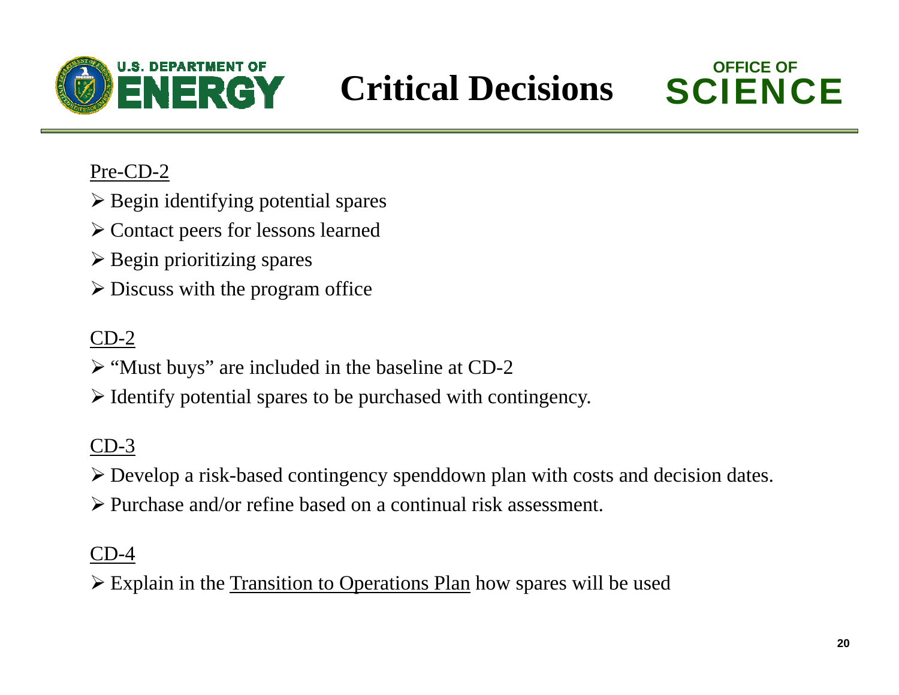# Critical Decisions

Pre-CD-2

- Begin identifying potential spares
- Contact peers for lessons learned
- Begin prioritizing spares
- Discuss with the program office

CD-2

- "Must buys" are included in the baseline at CD-2
- Identify potential spares to be purchased with contingency.

CD-3

- Develop a risk-based contingency spenddown plan with costs and decision dates.
- Purchase and/or refine based on a continual risk assessment.

CD-4

- Explain in the Transition to Operations Plan how spares will be used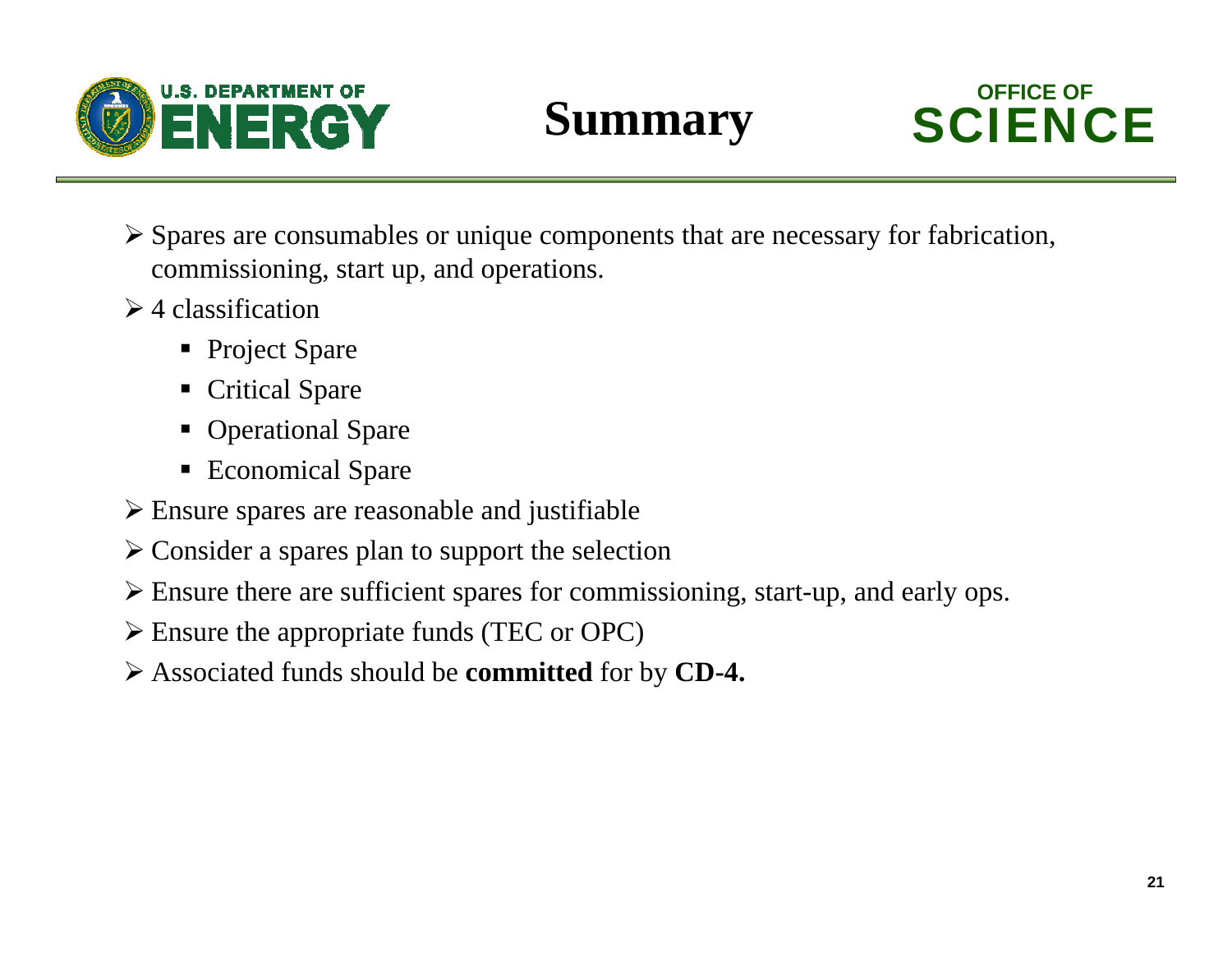# Summary

- Spares are consumables or unique components that are necessary for fabrication, commissioning, start up, and operations.
- 4 classification
  - Project Spare
  - Critical Spare
  - Operational Spare
  - Economical Spare
- Ensure spares are reasonable and justifiable
- Consider a spares plan to support the selection
- Ensure there are sufficient spares for commissioning, start-up, and early ops.
- Ensure the appropriate funds (TEC or OPC)
- Associated funds should be **committed** for by **CD-4.**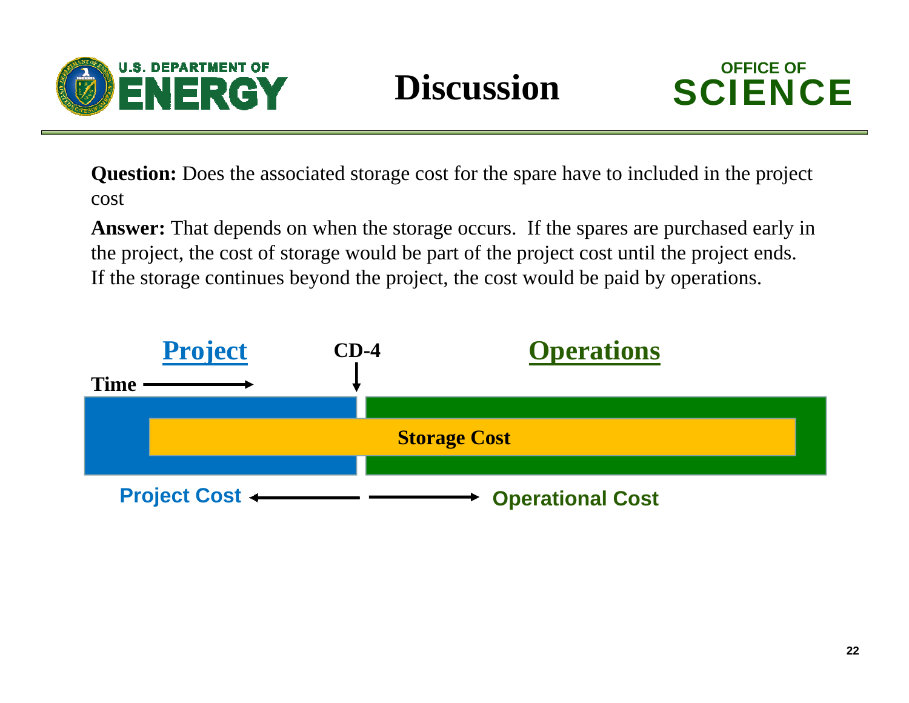# Discussion

**Question:** Does the associated storage cost for the spare have to included in the project cost

**Answer:** That depends on when the storage occurs. If the spares are purchased early in the project, the cost of storage would be part of the project cost until the project ends. If the storage continues beyond the project, the cost would be paid by operations.

Project | CD-4 | Operations

Time →

Storage Cost

Project Cost ← → Operational Cost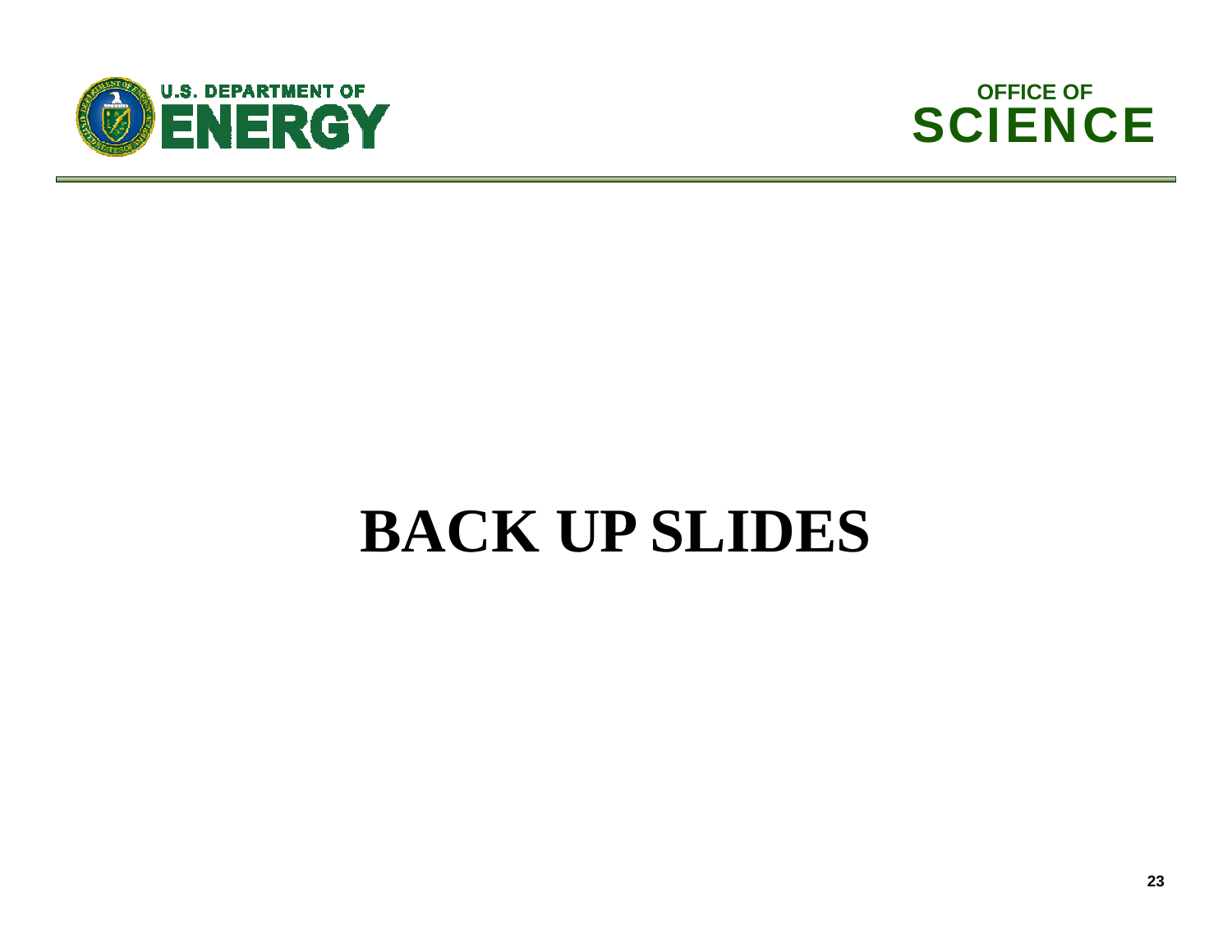# BACK UP SLIDES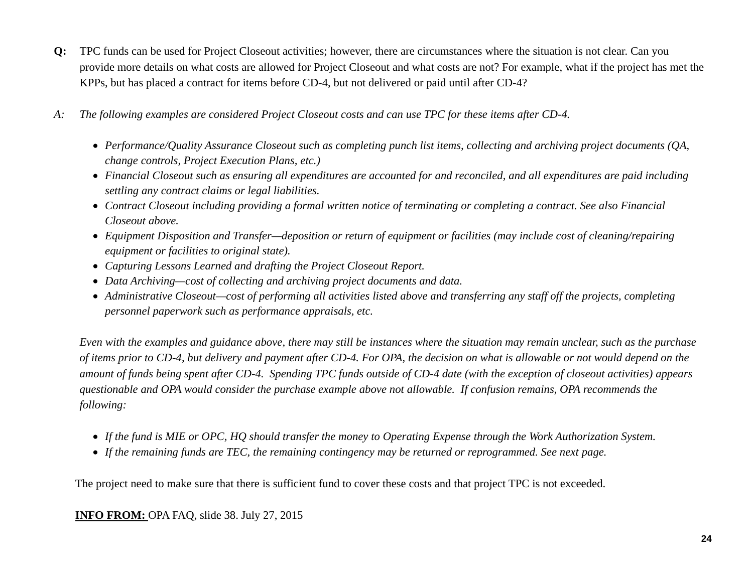**Q:** TPC funds can be used for Project Closeout activities; however, there are circumstances where the situation is not clear. Can you provide more details on what costs are allowed for Project Closeout and what costs are not? For example, what if the project has met the KPPs, but has placed a contract for items before CD-4, but not delivered or paid until after CD-4?

*A: The following examples are considered Project Closeout costs and can use TPC for these items after CD-4.*

- *Performance/Quality Assurance Closeout such as completing punch list items, collecting and archiving project documents (QA, change controls, Project Execution Plans, etc.)*
- *Financial Closeout such as ensuring all expenditures are accounted for and reconciled, and all expenditures are paid including settling any contract claims or legal liabilities.*
- *Contract Closeout including providing a formal written notice of terminating or completing a contract. See also Financial Closeout above.*
- *Equipment Disposition and Transfer—deposition or return of equipment or facilities (may include cost of cleaning/repairing equipment or facilities to original state).*
- *Capturing Lessons Learned and drafting the Project Closeout Report.*
- *Data Archiving—cost of collecting and archiving project documents and data.*
- *Administrative Closeout—cost of performing all activities listed above and transferring any staff off the projects, completing personnel paperwork such as performance appraisals, etc.*

*Even with the examples and guidance above, there may still be instances where the situation may remain unclear, such as the purchase of items prior to CD-4, but delivery and payment after CD-4. For OPA, the decision on what is allowable or not would depend on the amount of funds being spent after CD-4. Spending TPC funds outside of CD-4 date (with the exception of closeout activities) appears questionable and OPA would consider the purchase example above not allowable. If confusion remains, OPA recommends the following:*

- *If the fund is MIE or OPC, HQ should transfer the money to Operating Expense through the Work Authorization System.*
- *If the remaining funds are TEC, the remaining contingency may be returned or reprogrammed. See next page.*

The project need to make sure that there is sufficient fund to cover these costs and that project TPC is not exceeded.

**INFO FROM:** OPA FAQ, slide 38. July 27, 2015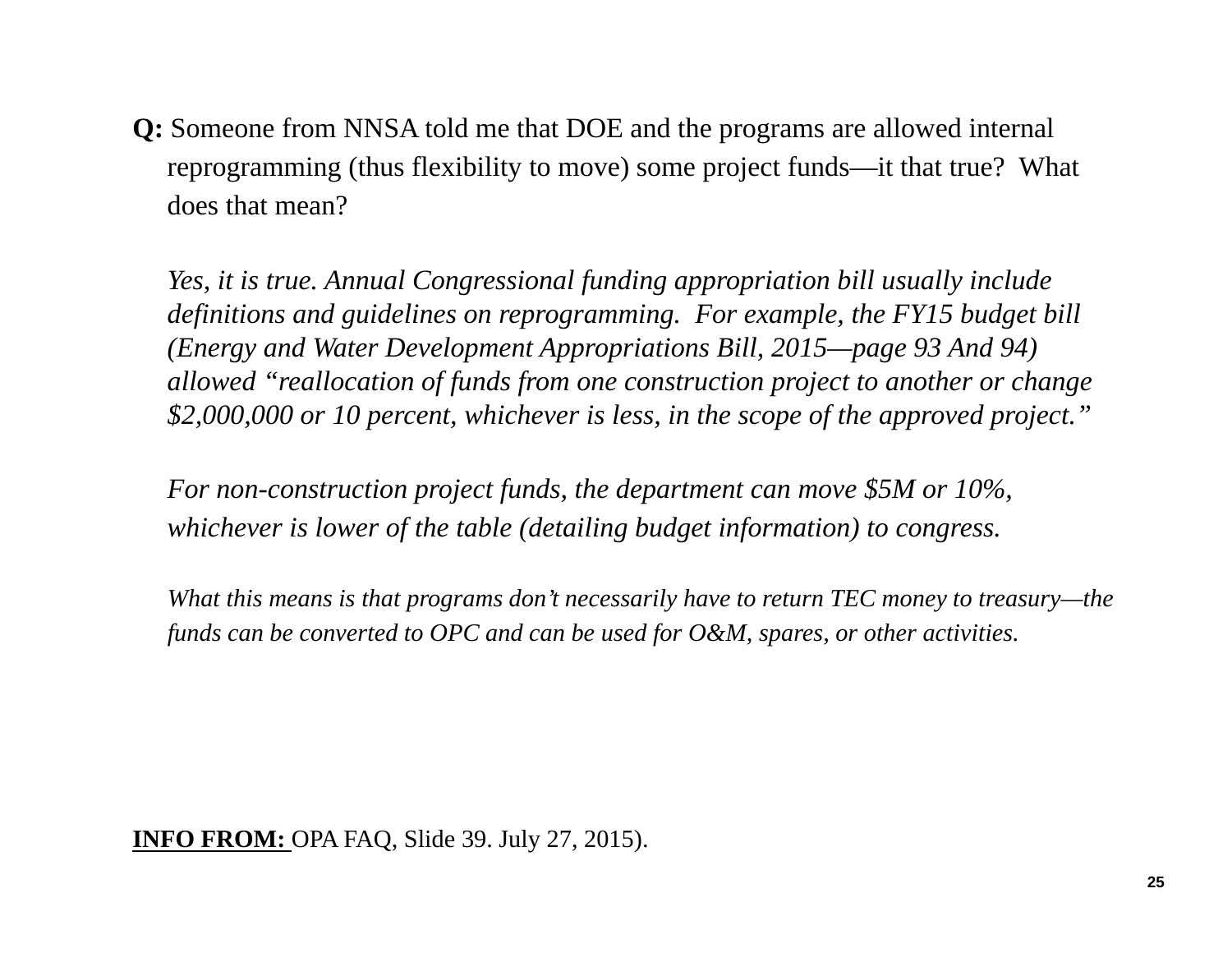**Q:** Someone from NNSA told me that DOE and the programs are allowed internal reprogramming (thus flexibility to move) some project funds—it that true? What does that mean?

*Yes, it is true. Annual Congressional funding appropriation bill usually include definitions and guidelines on reprogramming. For example, the FY15 budget bill (Energy and Water Development Appropriations Bill, 2015—page 93 And 94) allowed "reallocation of funds from one construction project to another or change $2,000,000 or 10 percent, whichever is less, in the scope of the approved project."*

*For non-construction project funds, the department can move $5M or 10%, whichever is lower of the table (detailing budget information) to congress.*

*What this means is that programs don't necessarily have to return TEC money to treasury—the funds can be converted to OPC and can be used for O&M, spares, or other activities.*

**INFO FROM:** OPA FAQ, Slide 39. July 27, 2015).